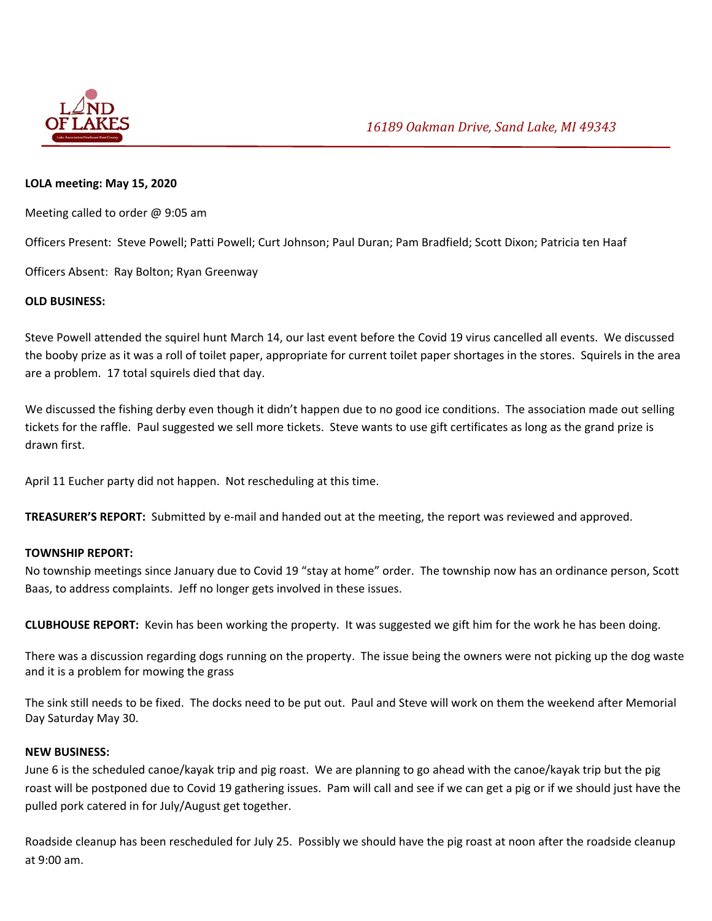LAND OF LAKES

*16189 Oakman Drive, Sand Lake, MI 49343*

**LOLA meeting: May 15, 2020**

Meeting called to order @ 9:05 am

Officers Present: Steve Powell; Patti Powell; Curt Johnson; Paul Duran; Pam Bradfield; Scott Dixon; Patricia ten Haaf

Officers Absent: Ray Bolton; Ryan Greenway

**OLD BUSINESS:**

Steve Powell attended the squirel hunt March 14, our last event before the Covid 19 virus cancelled all events. We discussed the booby prize as it was a roll of toilet paper, appropriate for current toilet paper shortages in the stores. Squirels in the area are a problem. 17 total squirels died that day.

We discussed the fishing derby even though it didn't happen due to no good ice conditions. The association made out selling tickets for the raffle. Paul suggested we sell more tickets. Steve wants to use gift certificates as long as the grand prize is drawn first.

April 11 Eucher party did not happen. Not rescheduling at this time.

**TREASURER'S REPORT:** Submitted by e-mail and handed out at the meeting, the report was reviewed and approved.

**TOWNSHIP REPORT:**
No township meetings since January due to Covid 19 "stay at home" order. The township now has an ordinance person, Scott Baas, to address complaints. Jeff no longer gets involved in these issues.

**CLUBHOUSE REPORT:** Kevin has been working the property. It was suggested we gift him for the work he has been doing.

There was a discussion regarding dogs running on the property. The issue being the owners were not picking up the dog waste and it is a problem for mowing the grass

The sink still needs to be fixed. The docks need to be put out. Paul and Steve will work on them the weekend after Memorial Day Saturday May 30.

**NEW BUSINESS:**
June 6 is the scheduled canoe/kayak trip and pig roast. We are planning to go ahead with the canoe/kayak trip but the pig roast will be postponed due to Covid 19 gathering issues. Pam will call and see if we can get a pig or if we should just have the pulled pork catered in for July/August get together.

Roadside cleanup has been rescheduled for July 25. Possibly we should have the pig roast at noon after the roadside cleanup at 9:00 am.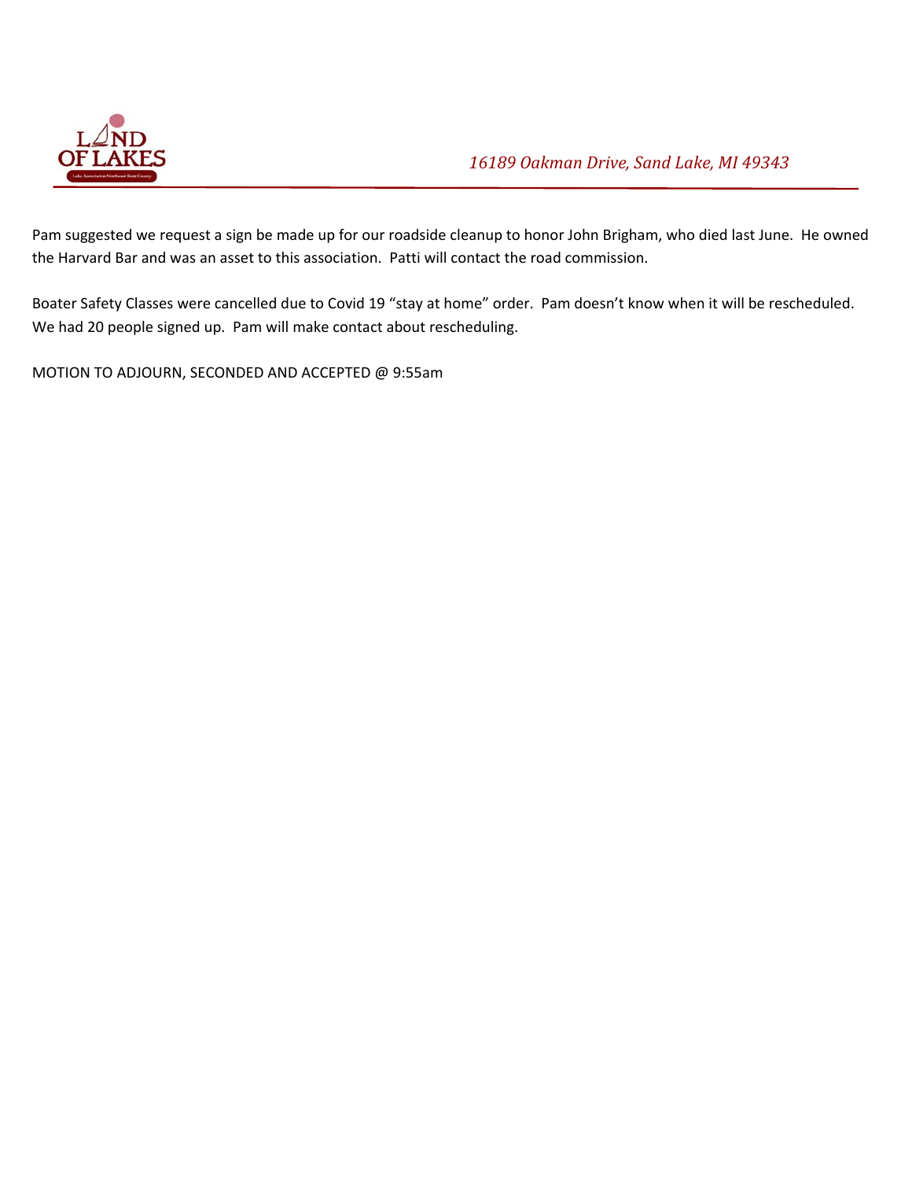Pam suggested we request a sign be made up for our roadside cleanup to honor John Brigham, who died last June. He owned the Harvard Bar and was an asset to this association. Patti will contact the road commission.

Boater Safety Classes were cancelled due to Covid 19 “stay at home” order. Pam doesn’t know when it will be rescheduled. We had 20 people signed up. Pam will make contact about rescheduling.

MOTION TO ADJOURN, SECONDED AND ACCEPTED @ 9:55am